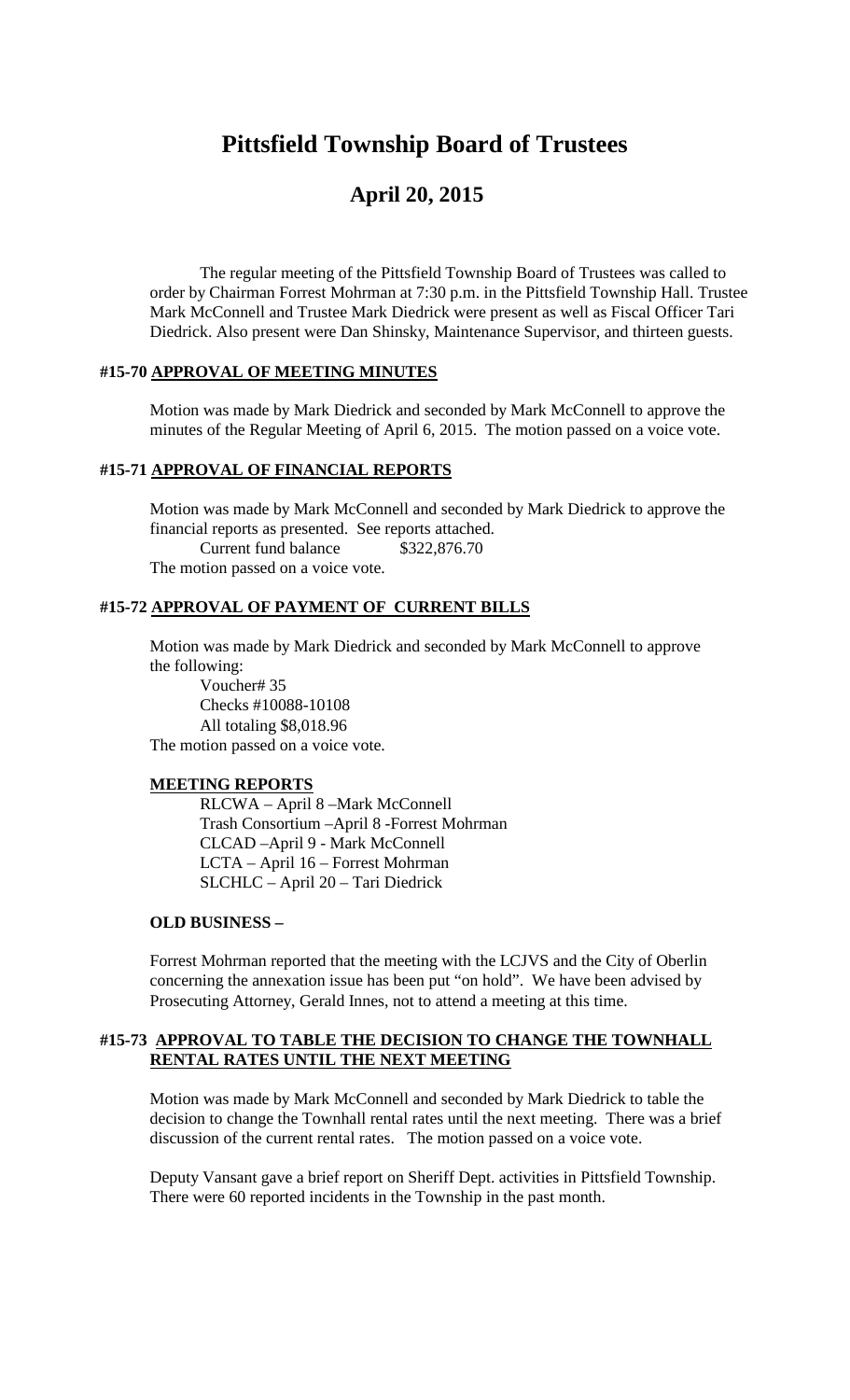# Pittsfield Township Board of Trustees

## April 20, 2015

The regular meeting of the Pittsfield Township Board of Trustees was called to order by Chairman Forrest Mohrman at 7:30 p.m. in the Pittsfield Township Hall. Trustee Mark McConnell and Trustee Mark Diedrick were present as well as Fiscal Officer Tari Diedrick. Also present were Dan Shinsky, Maintenance Supervisor, and thirteen guests.

#### #15-70 APPROVAL OF MEETING MINUTES

Motion was made by Mark Diedrick and seconded by Mark McConnell to approve the minutes of the Regular Meeting of April 6, 2015. The motion passed on a voice vote.

#### #15-71 APPROVAL OF FINANCIAL REPORTS

Motion was made by Mark McConnell and seconded by Mark Diedrick to approve the financial reports as presented. See reports attached.

Current fund balance $322,876.70

The motion passed on a voice vote.

#### #15-72 APPROVAL OF PAYMENT OF CURRENT BILLS

Motion was made by Mark Diedrick and seconded by Mark McConnell to approve the following:

Voucher# 35
Checks #10088-10108
All totaling $8,018.96

The motion passed on a voice vote.

#### MEETING REPORTS

RLCWA – April 8 –Mark McConnell
Trash Consortium –April 8 -Forrest Mohrman
CLCAD –April 9 - Mark McConnell
LCTA – April 16 – Forrest Mohrman
SLCHLC – April 20 – Tari Diedrick

#### OLD BUSINESS –

Forrest Mohrman reported that the meeting with the LCJVS and the City of Oberlin concerning the annexation issue has been put "on hold". We have been advised by Prosecuting Attorney, Gerald Innes, not to attend a meeting at this time.

#### #15-73 APPROVAL TO TABLE THE DECISION TO CHANGE THE TOWNHALL RENTAL RATES UNTIL THE NEXT MEETING

Motion was made by Mark McConnell and seconded by Mark Diedrick to table the decision to change the Townhall rental rates until the next meeting. There was a brief discussion of the current rental rates. The motion passed on a voice vote.

Deputy Vansant gave a brief report on Sheriff Dept. activities in Pittsfield Township. There were 60 reported incidents in the Township in the past month.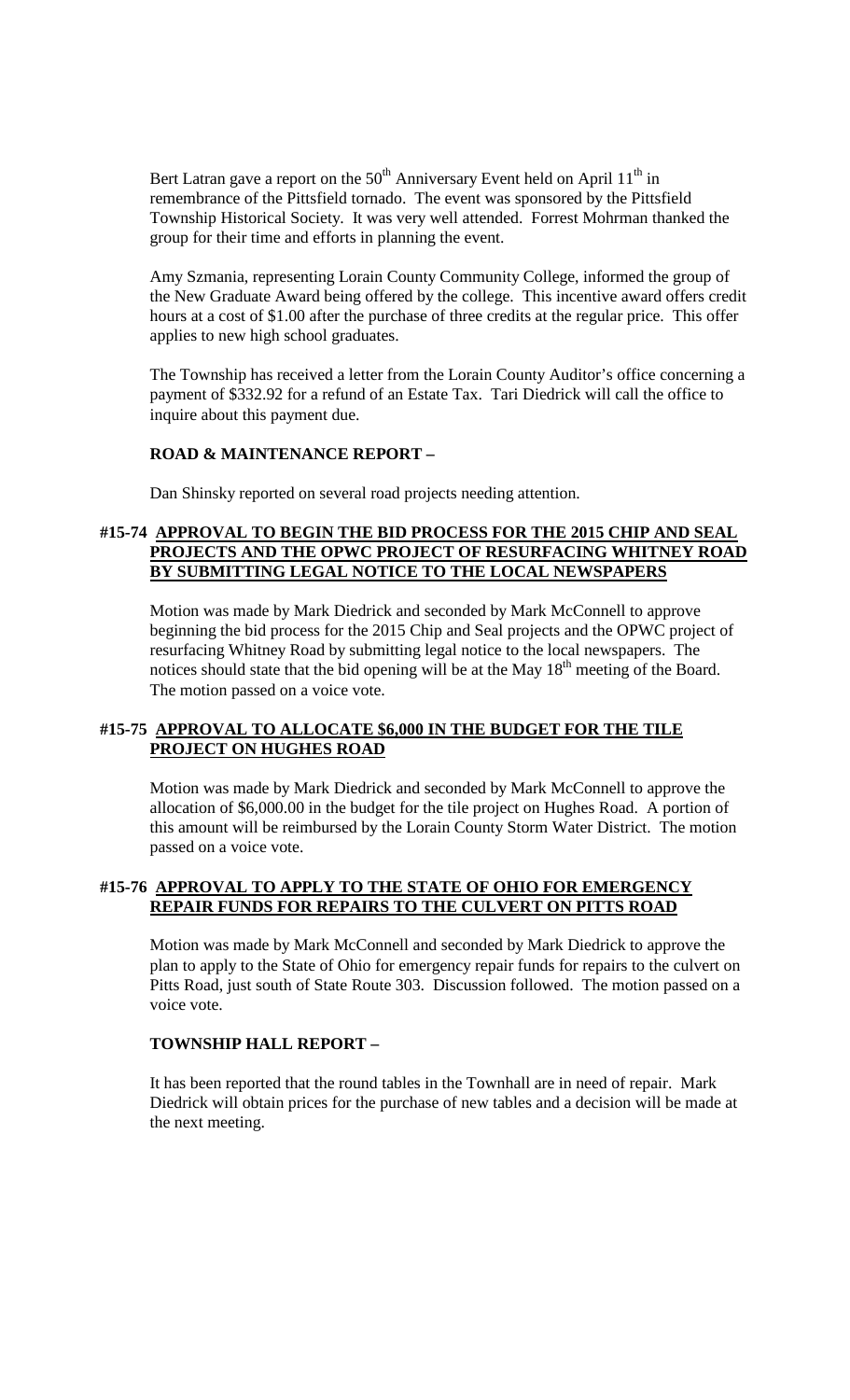Bert Latran gave a report on the 50th Anniversary Event held on April 11th in remembrance of the Pittsfield tornado. The event was sponsored by the Pittsfield Township Historical Society. It was very well attended. Forrest Mohrman thanked the group for their time and efforts in planning the event.

Amy Szmania, representing Lorain County Community College, informed the group of the New Graduate Award being offered by the college. This incentive award offers credit hours at a cost of $1.00 after the purchase of three credits at the regular price. This offer applies to new high school graduates.

The Township has received a letter from the Lorain County Auditor's office concerning a payment of $332.92 for a refund of an Estate Tax. Tari Diedrick will call the office to inquire about this payment due.

**ROAD & MAINTENANCE REPORT –**

Dan Shinsky reported on several road projects needing attention.

**#15-74 APPROVAL TO BEGIN THE BID PROCESS FOR THE 2015 CHIP AND SEAL PROJECTS AND THE OPWC PROJECT OF RESURFACING WHITNEY ROAD BY SUBMITTING LEGAL NOTICE TO THE LOCAL NEWSPAPERS**

Motion was made by Mark Diedrick and seconded by Mark McConnell to approve beginning the bid process for the 2015 Chip and Seal projects and the OPWC project of resurfacing Whitney Road by submitting legal notice to the local newspapers. The notices should state that the bid opening will be at the May 18th meeting of the Board. The motion passed on a voice vote.

**#15-75 APPROVAL TO ALLOCATE $6,000 IN THE BUDGET FOR THE TILE PROJECT ON HUGHES ROAD**

Motion was made by Mark Diedrick and seconded by Mark McConnell to approve the allocation of $6,000.00 in the budget for the tile project on Hughes Road. A portion of this amount will be reimbursed by the Lorain County Storm Water District. The motion passed on a voice vote.

**#15-76 APPROVAL TO APPLY TO THE STATE OF OHIO FOR EMERGENCY REPAIR FUNDS FOR REPAIRS TO THE CULVERT ON PITTS ROAD**

Motion was made by Mark McConnell and seconded by Mark Diedrick to approve the plan to apply to the State of Ohio for emergency repair funds for repairs to the culvert on Pitts Road, just south of State Route 303. Discussion followed. The motion passed on a voice vote.

**TOWNSHIP HALL REPORT –**

It has been reported that the round tables in the Townhall are in need of repair. Mark Diedrick will obtain prices for the purchase of new tables and a decision will be made at the next meeting.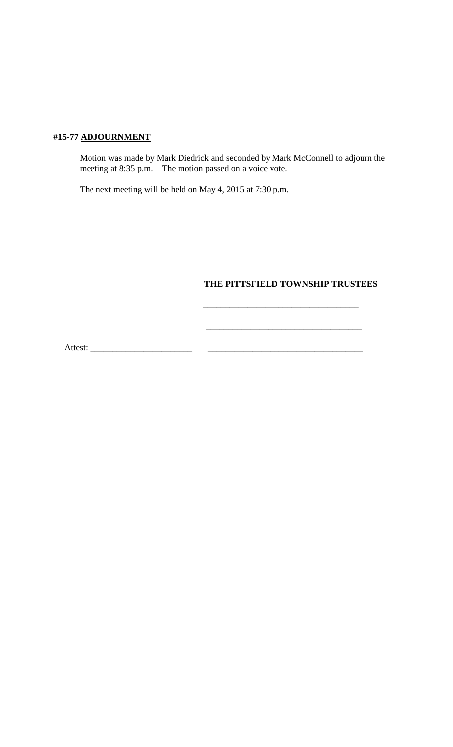**#15-77 ADJOURNMENT**

Motion was made by Mark Diedrick and seconded by Mark McConnell to adjourn the meeting at 8:35 p.m.   The motion passed on a voice vote.

The next meeting will be held on May 4, 2015 at 7:30 p.m.

**THE PITTSFIELD TOWNSHIP TRUSTEES**

___________________________________

___________________________________

Attest: _______________________   ___________________________________